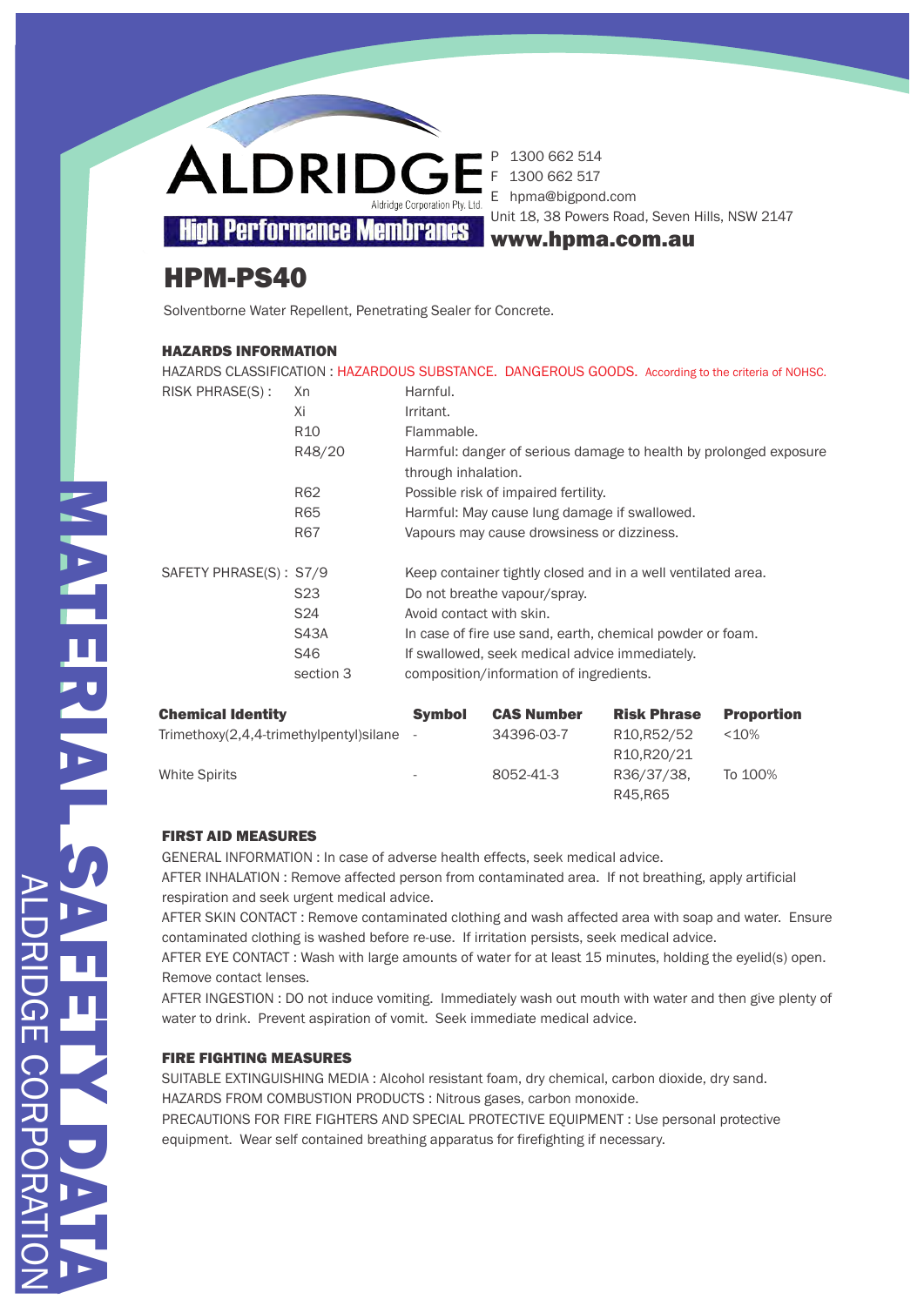ALDRIDGE

Aldridge Corporation Pty. Ltd.

High Performance Membranes

P 1300 662 514
F 1300 662 517
E hpma@bigpond.com
Unit 18, 38 Powers Road, Seven Hills, NSW 2147
**www.hpma.com.au**

# HPM-PS40

Solventborne Water Repellent, Penetrating Sealer for Concrete.

## HAZARDS INFORMATION

HAZARDS CLASSIFICATION : HAZARDOUS SUBSTANCE. DANGEROUS GOODS. According to the criteria of NOHSC.

| | | |
|---|---|---|
| RISK PHRASE(S) : | Xn | Harnful. |
| | Xi | Irritant. |
| | R10 | Flammable. |
| | R48/20 | Harmful: danger of serious damage to health by prolonged exposure through inhalation. |
| | R62 | Possible risk of impaired fertility. |
| | R65 | Harmful: May cause lung damage if swallowed. |
| | R67 | Vapours may cause drowsiness or dizziness. |
| SAFETY PHRASE(S) : | S7/9 | Keep container tightly closed and in a well ventilated area. |
| | S23 | Do not breathe vapour/spray. |
| | S24 | Avoid contact with skin. |
| | S43A | In case of fire use sand, earth, chemical powder or foam. |
| | S46 | If swallowed, seek medical advice immediately. |
| | section 3 | composition/information of ingredients. |

| **Chemical Identity** | **Symbol** | **CAS Number** | **Risk Phrase** | **Proportion** |
|---|---|---|---|---|
| Trimethoxy(2,4,4-trimethylpentyl)silane | - | 34396-03-7 | R10,R52/52 R10,R20/21 | <10% |
| White Spirits | - | 8052-41-3 | R36/37/38, R45,R65 | To 100% |

## FIRST AID MEASURES

GENERAL INFORMATION : In case of adverse health effects, seek medical advice.

AFTER INHALATION : Remove affected person from contaminated area. If not breathing, apply artificial respiration and seek urgent medical advice.

AFTER SKIN CONTACT : Remove contaminated clothing and wash affected area with soap and water. Ensure contaminated clothing is washed before re-use. If irritation persists, seek medical advice.

AFTER EYE CONTACT : Wash with large amounts of water for at least 15 minutes, holding the eyelid(s) open. Remove contact lenses.

AFTER INGESTION : DO not induce vomiting. Immediately wash out mouth with water and then give plenty of water to drink. Prevent aspiration of vomit. Seek immediate medical advice.

## FIRE FIGHTING MEASURES

SUITABLE EXTINGUISHING MEDIA : Alcohol resistant foam, dry chemical, carbon dioxide, dry sand.

HAZARDS FROM COMBUSTION PRODUCTS : Nitrous gases, carbon monoxide.

PRECAUTIONS FOR FIRE FIGHTERS AND SPECIAL PROTECTIVE EQUIPMENT : Use personal protective equipment. Wear self contained breathing apparatus for firefighting if necessary.

MATERIAL SAFETY DATA

ALDRIDGE CORPORATION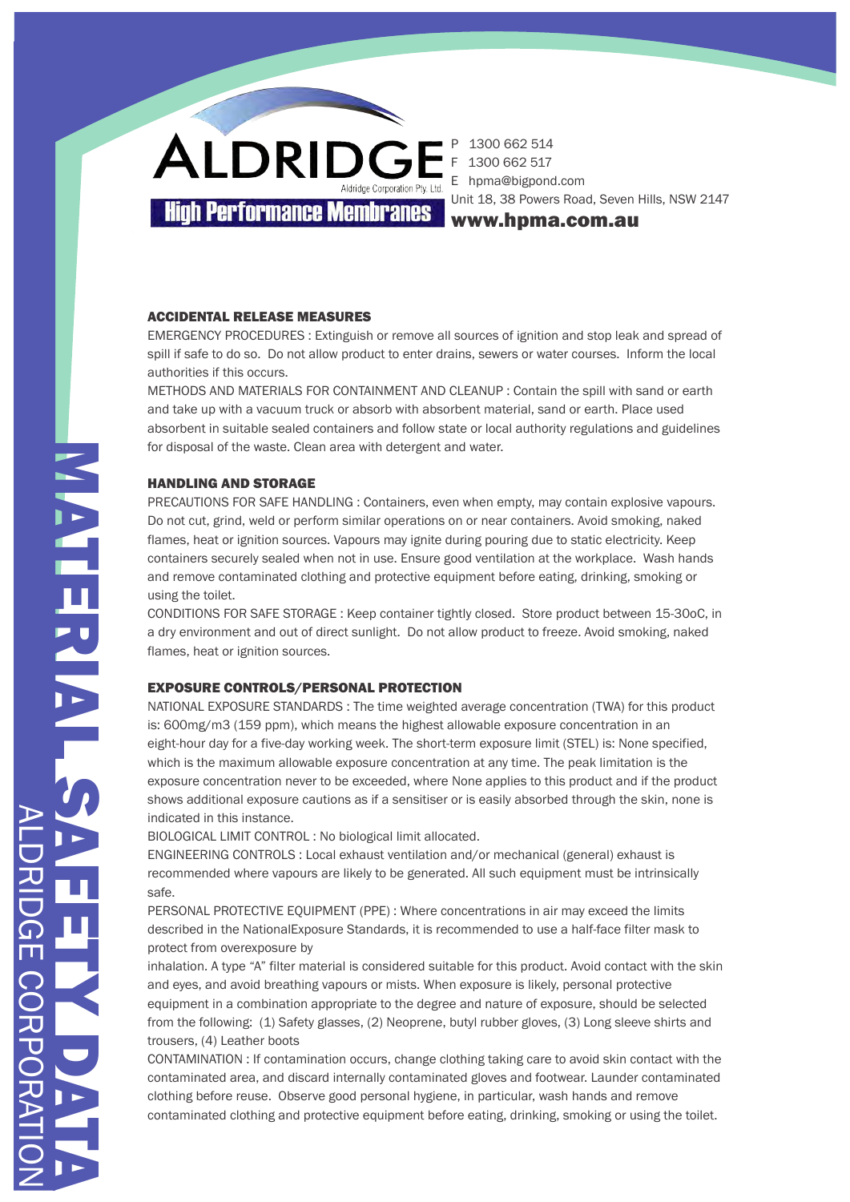## ACCIDENTAL RELEASE MEASURES

EMERGENCY PROCEDURES : Extinguish or remove all sources of ignition and stop leak and spread of spill if safe to do so. Do not allow product to enter drains, sewers or water courses. Inform the local authorities if this occurs.

METHODS AND MATERIALS FOR CONTAINMENT AND CLEANUP : Contain the spill with sand or earth and take up with a vacuum truck or absorb with absorbent material, sand or earth. Place used absorbent in suitable sealed containers and follow state or local authority regulations and guidelines for disposal of the waste. Clean area with detergent and water.

## HANDLING AND STORAGE

PRECAUTIONS FOR SAFE HANDLING : Containers, even when empty, may contain explosive vapours. Do not cut, grind, weld or perform similar operations on or near containers. Avoid smoking, naked flames, heat or ignition sources. Vapours may ignite during pouring due to static electricity. Keep containers securely sealed when not in use. Ensure good ventilation at the workplace. Wash hands and remove contaminated clothing and protective equipment before eating, drinking, smoking or using the toilet.

CONDITIONS FOR SAFE STORAGE : Keep container tightly closed. Store product between 15-30oC, in a dry environment and out of direct sunlight. Do not allow product to freeze. Avoid smoking, naked flames, heat or ignition sources.

## EXPOSURE CONTROLS/PERSONAL PROTECTION

NATIONAL EXPOSURE STANDARDS : The time weighted average concentration (TWA) for this product is: 600mg/m3 (159 ppm), which means the highest allowable exposure concentration in an eight-hour day for a five-day working week. The short-term exposure limit (STEL) is: None specified, which is the maximum allowable exposure concentration at any time. The peak limitation is the exposure concentration never to be exceeded, where None applies to this product and if the product shows additional exposure cautions as if a sensitiser or is easily absorbed through the skin, none is indicated in this instance.

BIOLOGICAL LIMIT CONTROL : No biological limit allocated.

ENGINEERING CONTROLS : Local exhaust ventilation and/or mechanical (general) exhaust is recommended where vapours are likely to be generated. All such equipment must be intrinsically safe.

PERSONAL PROTECTIVE EQUIPMENT (PPE) : Where concentrations in air may exceed the limits described in the NationalExposure Standards, it is recommended to use a half-face filter mask to protect from overexposure by

inhalation. A type "A" filter material is considered suitable for this product. Avoid contact with the skin and eyes, and avoid breathing vapours or mists. When exposure is likely, personal protective equipment in a combination appropriate to the degree and nature of exposure, should be selected from the following: (1) Safety glasses, (2) Neoprene, butyl rubber gloves, (3) Long sleeve shirts and trousers, (4) Leather boots

CONTAMINATION : If contamination occurs, change clothing taking care to avoid skin contact with the contaminated area, and discard internally contaminated gloves and footwear. Launder contaminated clothing before reuse. Observe good personal hygiene, in particular, wash hands and remove contaminated clothing and protective equipment before eating, drinking, smoking or using the toilet.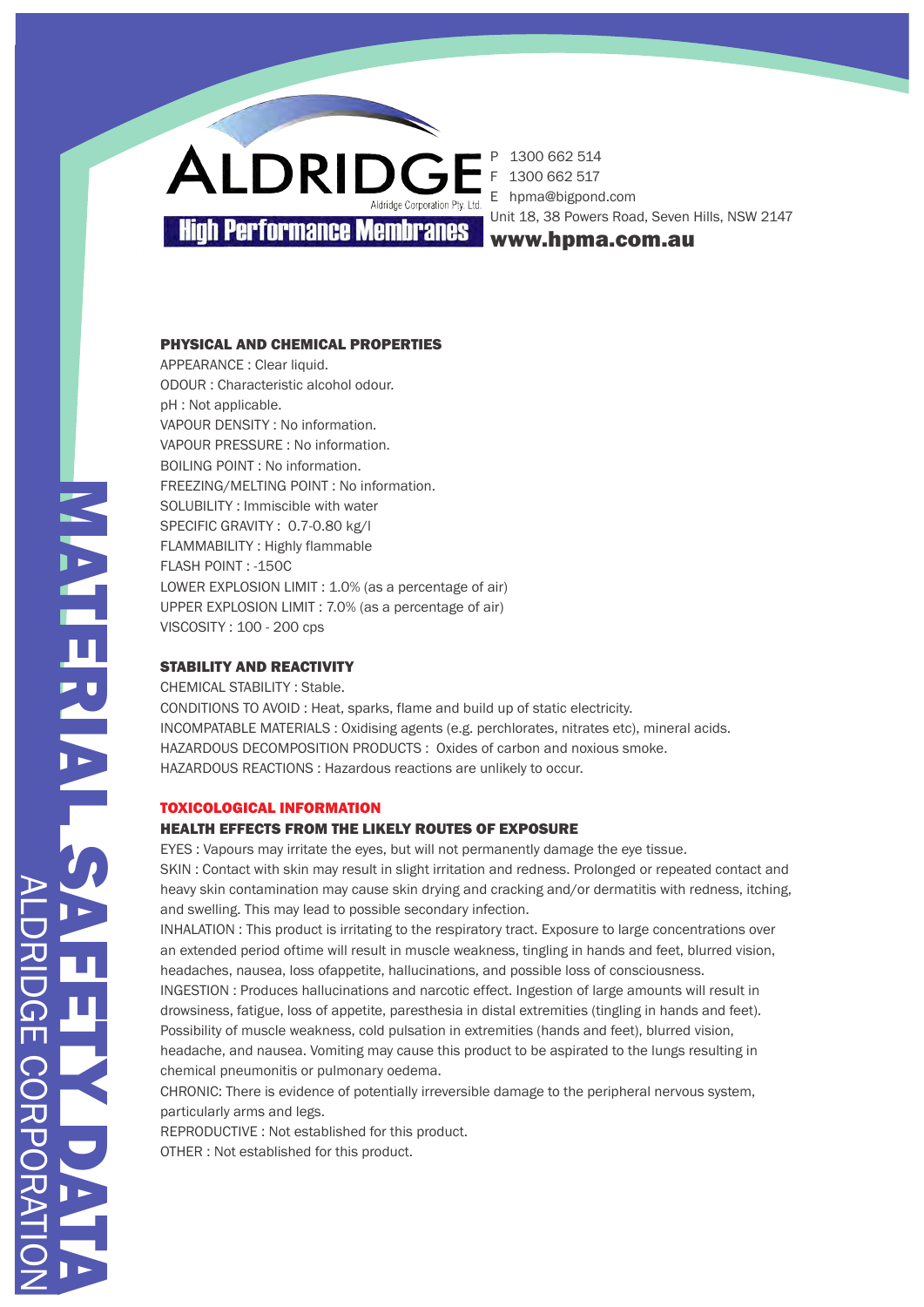## PHYSICAL AND CHEMICAL PROPERTIES

APPEARANCE : Clear liquid.
ODOUR : Characteristic alcohol odour.
pH : Not applicable.
VAPOUR DENSITY : No information.
VAPOUR PRESSURE : No information.
BOILING POINT : No information.
FREEZING/MELTING POINT : No information.
SOLUBILITY : Immiscible with water
SPECIFIC GRAVITY : 0.7-0.80 kg/l
FLAMMABILITY : Highly flammable
FLASH POINT : -150C
LOWER EXPLOSION LIMIT : 1.0% (as a percentage of air)
UPPER EXPLOSION LIMIT : 7.0% (as a percentage of air)
VISCOSITY : 100 - 200 cps

## STABILITY AND REACTIVITY

CHEMICAL STABILITY : Stable.
CONDITIONS TO AVOID : Heat, sparks, flame and build up of static electricity.
INCOMPATABLE MATERIALS : Oxidising agents (e.g. perchlorates, nitrates etc), mineral acids.
HAZARDOUS DECOMPOSITION PRODUCTS : Oxides of carbon and noxious smoke.
HAZARDOUS REACTIONS : Hazardous reactions are unlikely to occur.

## TOXICOLOGICAL INFORMATION

### HEALTH EFFECTS FROM THE LIKELY ROUTES OF EXPOSURE

EYES : Vapours may irritate the eyes, but will not permanently damage the eye tissue.
SKIN : Contact with skin may result in slight irritation and redness. Prolonged or repeated contact and heavy skin contamination may cause skin drying and cracking and/or dermatitis with redness, itching, and swelling. This may lead to possible secondary infection.
INHALATION : This product is irritating to the respiratory tract. Exposure to large concentrations over an extended period oftime will result in muscle weakness, tingling in hands and feet, blurred vision, headaches, nausea, loss ofappetite, hallucinations, and possible loss of consciousness.
INGESTION : Produces hallucinations and narcotic effect. Ingestion of large amounts will result in drowsiness, fatigue, loss of appetite, paresthesia in distal extremities (tingling in hands and feet). Possibility of muscle weakness, cold pulsation in extremities (hands and feet), blurred vision, headache, and nausea. Vomiting may cause this product to be aspirated to the lungs resulting in chemical pneumonitis or pulmonary oedema.
CHRONIC: There is evidence of potentially irreversible damage to the peripheral nervous system, particularly arms and legs.
REPRODUCTIVE : Not established for this product.
OTHER : Not established for this product.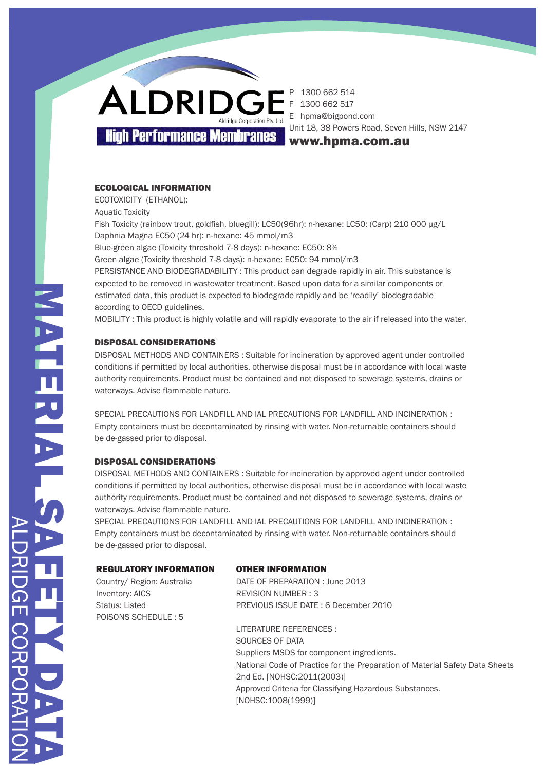ALDRIDGE

Aldridge Corporation Pty. Ltd.

High Performance Membranes

P 1300 662 514
F 1300 662 517
E hpma@bigpond.com
Unit 18, 38 Powers Road, Seven Hills, NSW 2147
**www.hpma.com.au**

### ECOLOGICAL INFORMATION

ECOTOXICITY (ETHANOL):
Aquatic Toxicity
Fish Toxicity (rainbow trout, goldfish, bluegill): LC50(96hr): n-hexane: LC50: (Carp) 210 000 µg/L
Daphnia Magna EC50 (24 hr): n-hexane: 45 mmol/m3
Blue-green algae (Toxicity threshold 7-8 days): n-hexane: EC50: 8%
Green algae (Toxicity threshold 7-8 days): n-hexane: EC50: 94 mmol/m3
PERSISTANCE AND BIODEGRADABILITY : This product can degrade rapidly in air. This substance is expected to be removed in wastewater treatment. Based upon data for a similar components or estimated data, this product is expected to biodegrade rapidly and be 'readily' biodegradable according to OECD guidelines.
MOBILITY : This product is highly volatile and will rapidly evaporate to the air if released into the water.

### DISPOSAL CONSIDERATIONS

DISPOSAL METHODS AND CONTAINERS : Suitable for incineration by approved agent under controlled conditions if permitted by local authorities, otherwise disposal must be in accordance with local waste authority requirements. Product must be contained and not disposed to sewerage systems, drains or waterways. Advise flammable nature.

SPECIAL PRECAUTIONS FOR LANDFILL AND IAL PRECAUTIONS FOR LANDFILL AND INCINERATION : Empty containers must be decontaminated by rinsing with water. Non-returnable containers should be de-gassed prior to disposal.

### DISPOSAL CONSIDERATIONS

DISPOSAL METHODS AND CONTAINERS : Suitable for incineration by approved agent under controlled conditions if permitted by local authorities, otherwise disposal must be in accordance with local waste authority requirements. Product must be contained and not disposed to sewerage systems, drains or waterways. Advise flammable nature.
SPECIAL PRECAUTIONS FOR LANDFILL AND IAL PRECAUTIONS FOR LANDFILL AND INCINERATION : Empty containers must be decontaminated by rinsing with water. Non-returnable containers should be de-gassed prior to disposal.

### REGULATORY INFORMATION

Country/ Region: Australia
Inventory: AICS
Status: Listed
POISONS SCHEDULE : 5

### OTHER INFORMATION

DATE OF PREPARATION : June 2013
REVISION NUMBER : 3
PREVIOUS ISSUE DATE : 6 December 2010

LITERATURE REFERENCES :
SOURCES OF DATA
Suppliers MSDS for component ingredients.
National Code of Practice for the Preparation of Material Safety Data Sheets 2nd Ed. [NOHSC:2011(2003)]
Approved Criteria for Classifying Hazardous Substances. [NOHSC:1008(1999)]

MATERIAL SAFETY DATA
ALDRIDGE CORPORATION